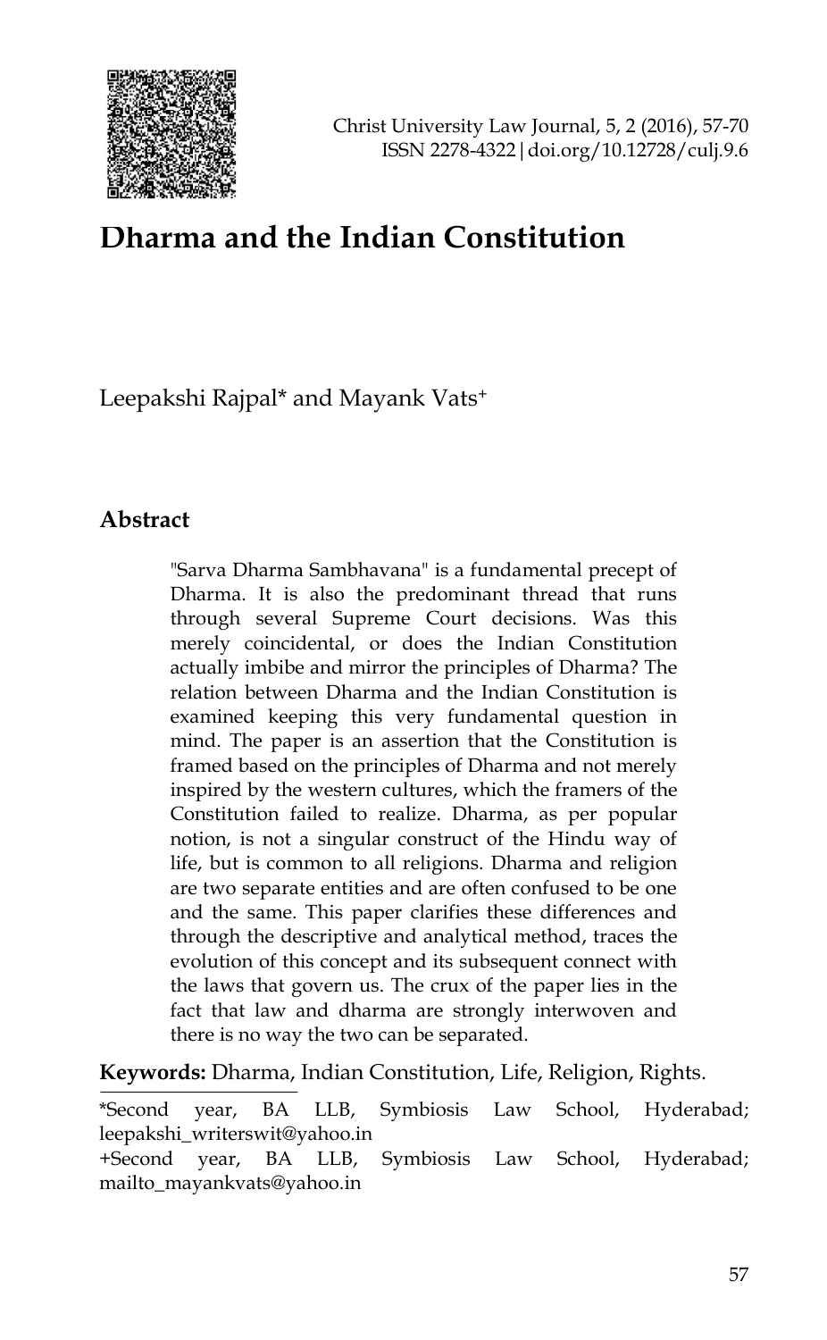# Dharma and the Indian Constitution

Leepakshi Rajpal* and Mayank Vats+

## Abstract

"Sarva Dharma Sambhavana" is a fundamental precept of Dharma. It is also the predominant thread that runs through several Supreme Court decisions. Was this merely coincidental, or does the Indian Constitution actually imbibe and mirror the principles of Dharma? The relation between Dharma and the Indian Constitution is examined keeping this very fundamental question in mind. The paper is an assertion that the Constitution is framed based on the principles of Dharma and not merely inspired by the western cultures, which the framers of the Constitution failed to realize. Dharma, as per popular notion, is not a singular construct of the Hindu way of life, but is common to all religions. Dharma and religion are two separate entities and are often confused to be one and the same. This paper clarifies these differences and through the descriptive and analytical method, traces the evolution of this concept and its subsequent connect with the laws that govern us. The crux of the paper lies in the fact that law and dharma are strongly interwoven and there is no way the two can be separated.

**Keywords:** Dharma, Indian Constitution, Life, Religion, Rights.

*Second year, BA LLB, Symbiosis Law School, Hyderabad; leepakshi_writerswit@yahoo.in

+Second year, BA LLB, Symbiosis Law School, Hyderabad; mailto_mayankvats@yahoo.in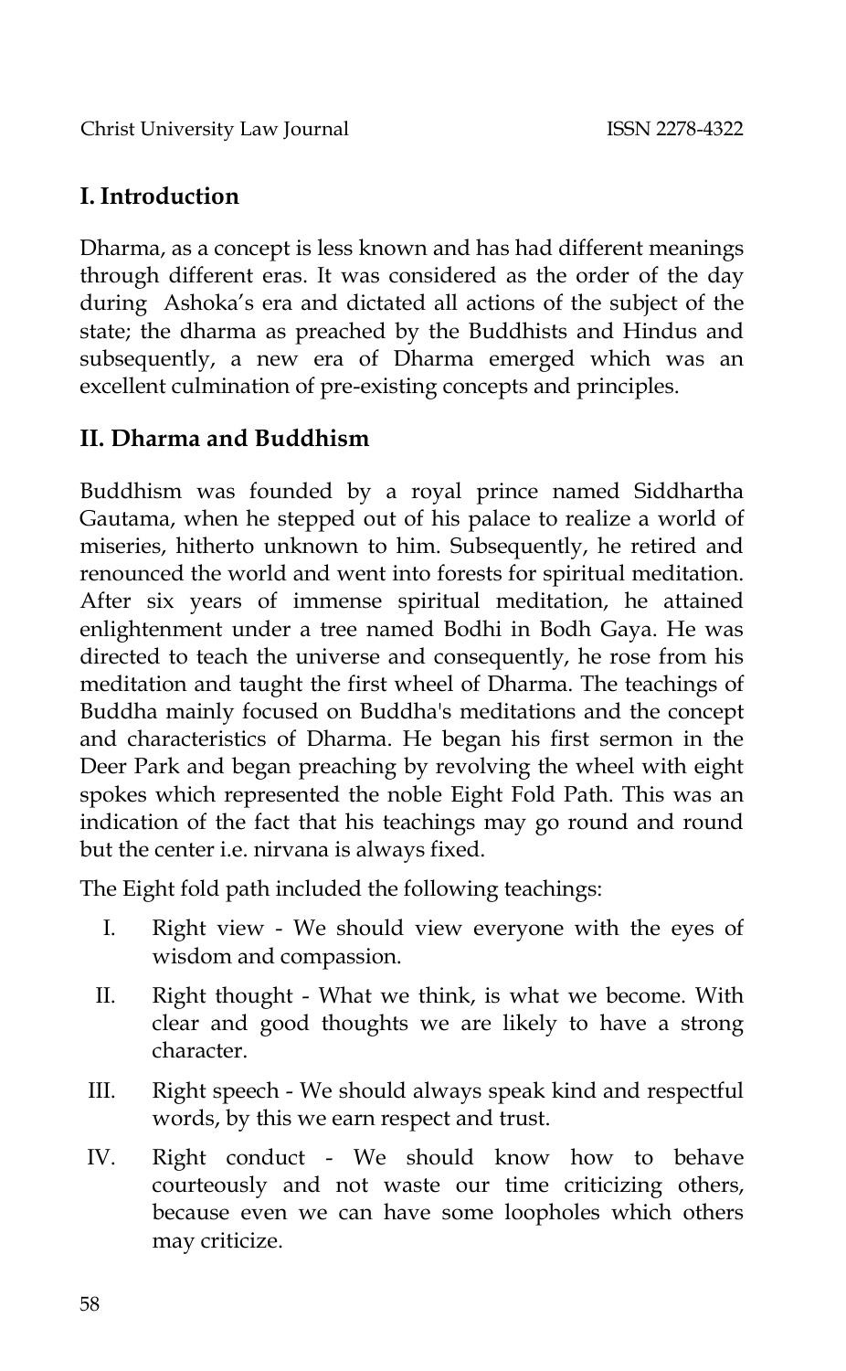## I. Introduction

Dharma, as a concept is less known and has had different meanings through different eras. It was considered as the order of the day during Ashoka's era and dictated all actions of the subject of the state; the dharma as preached by the Buddhists and Hindus and subsequently, a new era of Dharma emerged which was an excellent culmination of pre-existing concepts and principles.

## II. Dharma and Buddhism

Buddhism was founded by a royal prince named Siddhartha Gautama, when he stepped out of his palace to realize a world of miseries, hitherto unknown to him. Subsequently, he retired and renounced the world and went into forests for spiritual meditation. After six years of immense spiritual meditation, he attained enlightenment under a tree named Bodhi in Bodh Gaya. He was directed to teach the universe and consequently, he rose from his meditation and taught the first wheel of Dharma. The teachings of Buddha mainly focused on Buddha's meditations and the concept and characteristics of Dharma. He began his first sermon in the Deer Park and began preaching by revolving the wheel with eight spokes which represented the noble Eight Fold Path. This was an indication of the fact that his teachings may go round and round but the center i.e. nirvana is always fixed.

The Eight fold path included the following teachings:

I. Right view - We should view everyone with the eyes of wisdom and compassion.

II. Right thought - What we think, is what we become. With clear and good thoughts we are likely to have a strong character.

III. Right speech - We should always speak kind and respectful words, by this we earn respect and trust.

IV. Right conduct - We should know how to behave courteously and not waste our time criticizing others, because even we can have some loopholes which others may criticize.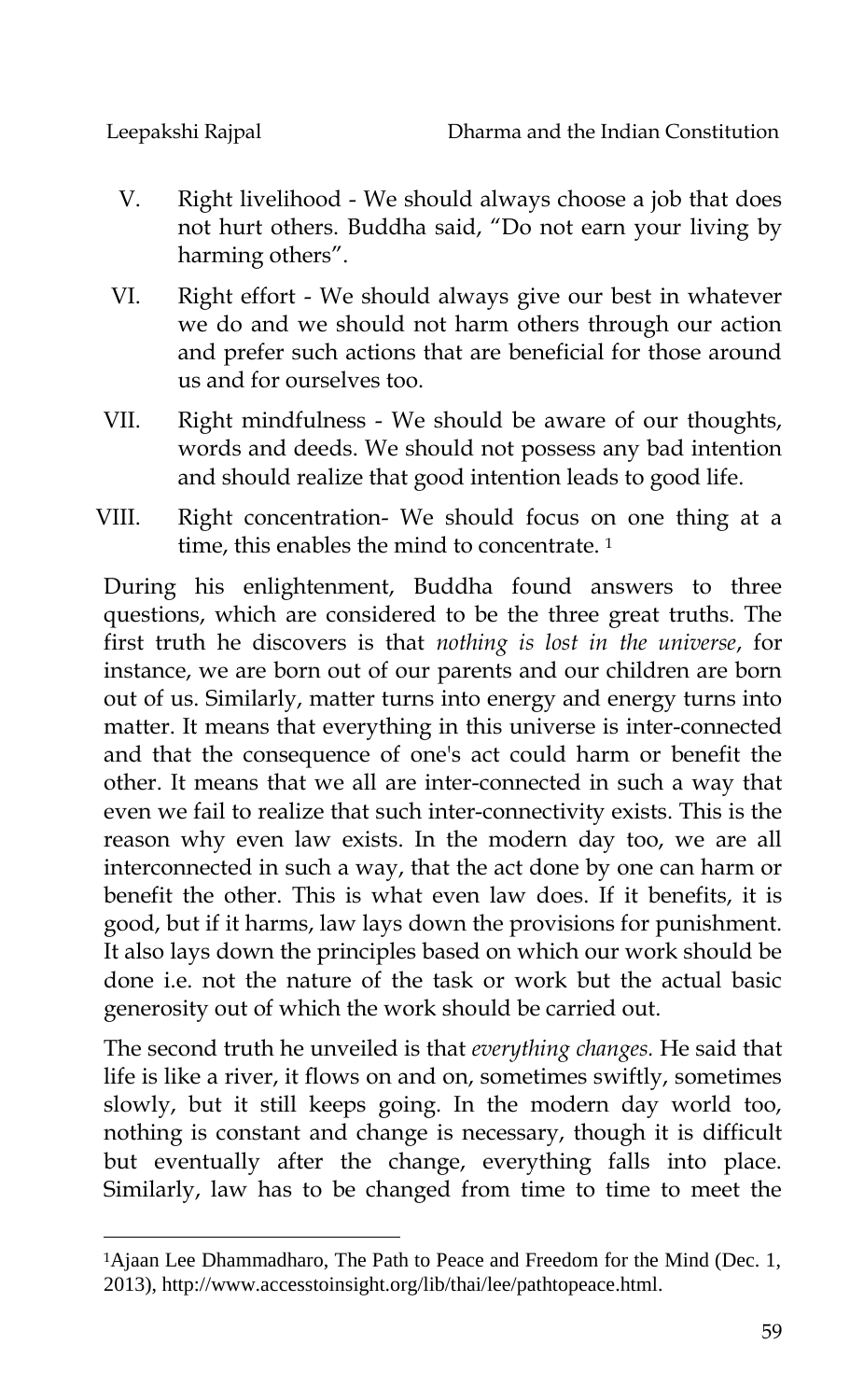V. Right livelihood - We should always choose a job that does not hurt others. Buddha said, "Do not earn your living by harming others".

VI. Right effort - We should always give our best in whatever we do and we should not harm others through our action and prefer such actions that are beneficial for those around us and for ourselves too.

VII. Right mindfulness - We should be aware of our thoughts, words and deeds. We should not possess any bad intention and should realize that good intention leads to good life.

VIII. Right concentration- We should focus on one thing at a time, this enables the mind to concentrate. [1]

During his enlightenment, Buddha found answers to three questions, which are considered to be the three great truths. The first truth he discovers is that *nothing is lost in the universe*, for instance, we are born out of our parents and our children are born out of us. Similarly, matter turns into energy and energy turns into matter. It means that everything in this universe is inter-connected and that the consequence of one's act could harm or benefit the other. It means that we all are inter-connected in such a way that even we fail to realize that such inter-connectivity exists. This is the reason why even law exists. In the modern day too, we are all interconnected in such a way, that the act done by one can harm or benefit the other. This is what even law does. If it benefits, it is good, but if it harms, law lays down the provisions for punishment. It also lays down the principles based on which our work should be done i.e. not the nature of the task or work but the actual basic generosity out of which the work should be carried out.

The second truth he unveiled is that *everything changes.* He said that life is like a river, it flows on and on, sometimes swiftly, sometimes slowly, but it still keeps going. In the modern day world too, nothing is constant and change is necessary, though it is difficult but eventually after the change, everything falls into place. Similarly, law has to be changed from time to time to meet the

---

[1] Ajaan Lee Dhammadharo, The Path to Peace and Freedom for the Mind (Dec. 1, 2013), http://www.accesstoinsight.org/lib/thai/lee/pathtopeace.html.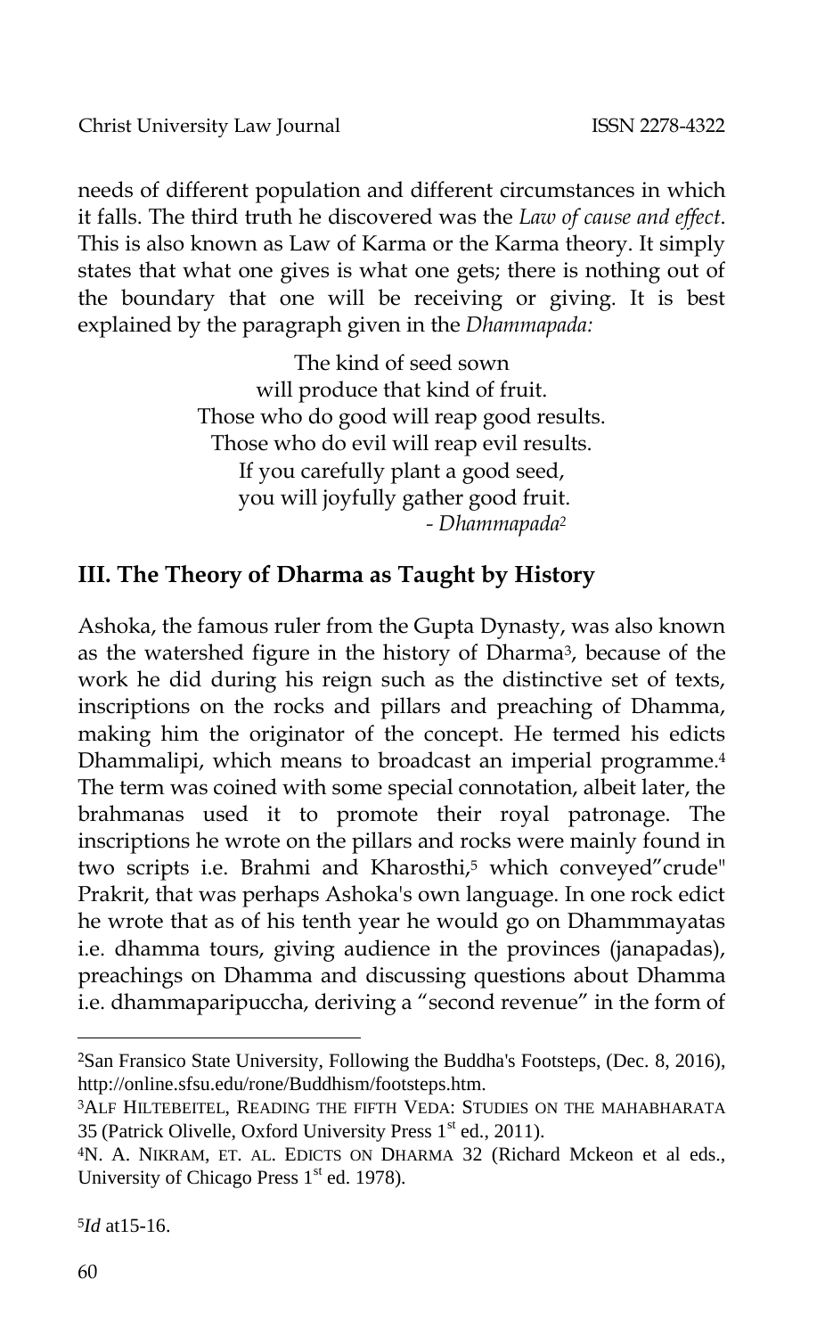needs of different population and different circumstances in which it falls. The third truth he discovered was the *Law of cause and effect*. This is also known as Law of Karma or the Karma theory. It simply states that what one gives is what one gets; there is nothing out of the boundary that one will be receiving or giving. It is best explained by the paragraph given in the *Dhammapada:*

> The kind of seed sown
> will produce that kind of fruit.
> Those who do good will reap good results.
> Those who do evil will reap evil results.
> If you carefully plant a good seed,
> you will joyfully gather good fruit.
> \- *Dhammapada*[2]

## III. The Theory of Dharma as Taught by History

Ashoka, the famous ruler from the Gupta Dynasty, was also known as the watershed figure in the history of Dharma[3], because of the work he did during his reign such as the distinctive set of texts, inscriptions on the rocks and pillars and preaching of Dhamma, making him the originator of the concept. He termed his edicts Dhammalipi, which means to broadcast an imperial programme.[4] The term was coined with some special connotation, albeit later, the brahmanas used it to promote their royal patronage. The inscriptions he wrote on the pillars and rocks were mainly found in two scripts i.e. Brahmi and Kharosthi,[5] which conveyed"crude" Prakrit, that was perhaps Ashoka's own language. In one rock edict he wrote that as of his tenth year he would go on Dhammmayatas i.e. dhamma tours, giving audience in the provinces (janapadas), preachings on Dhamma and discussing questions about Dhamma i.e. dhammaparipuccha, deriving a "second revenue" in the form of

---

[2]San Fransico State University, Following the Buddha's Footsteps, (Dec. 8, 2016), http://online.sfsu.edu/rone/Buddhism/footsteps.htm.

[3]ALF HILTEBEITEL, READING THE FIFTH VEDA: STUDIES ON THE MAHABHARATA 35 (Patrick Olivelle, Oxford University Press 1st ed., 2011).

[4]N. A. NIKRAM, ET. AL. EDICTS ON DHARMA 32 (Richard Mckeon et al eds., University of Chicago Press 1st ed. 1978).

[5]*Id* at15-16.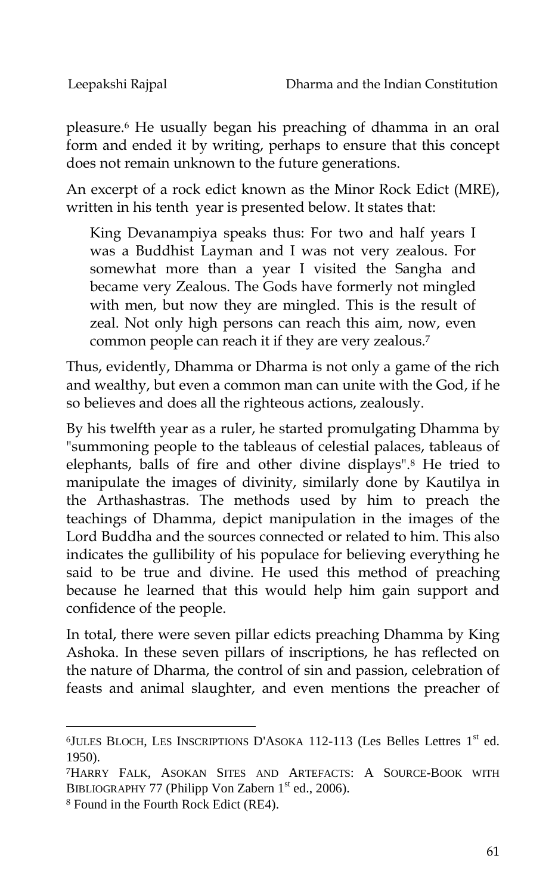pleasure.[6] He usually began his preaching of dhamma in an oral form and ended it by writing, perhaps to ensure that this concept does not remain unknown to the future generations.

An excerpt of a rock edict known as the Minor Rock Edict (MRE), written in his tenth year is presented below. It states that:

> King Devanampiya speaks thus: For two and half years I was a Buddhist Layman and I was not very zealous. For somewhat more than a year I visited the Sangha and became very Zealous. The Gods have formerly not mingled with men, but now they are mingled. This is the result of zeal. Not only high persons can reach this aim, now, even common people can reach it if they are very zealous.[7]

Thus, evidently, Dhamma or Dharma is not only a game of the rich and wealthy, but even a common man can unite with the God, if he so believes and does all the righteous actions, zealously.

By his twelfth year as a ruler, he started promulgating Dhamma by "summoning people to the tableaus of celestial palaces, tableaus of elephants, balls of fire and other divine displays".[8] He tried to manipulate the images of divinity, similarly done by Kautilya in the Arthashastras. The methods used by him to preach the teachings of Dhamma, depict manipulation in the images of the Lord Buddha and the sources connected or related to him. This also indicates the gullibility of his populace for believing everything he said to be true and divine. He used this method of preaching because he learned that this would help him gain support and confidence of the people.

In total, there were seven pillar edicts preaching Dhamma by King Ashoka. In these seven pillars of inscriptions, he has reflected on the nature of Dharma, the control of sin and passion, celebration of feasts and animal slaughter, and even mentions the preacher of

---

[6] JULES BLOCH, LES INSCRIPTIONS D'ASOKA 112-113 (Les Belles Lettres 1st ed. 1950).

[7] HARRY FALK, ASOKAN SITES AND ARTEFACTS: A SOURCE-BOOK WITH BIBLIOGRAPHY 77 (Philipp Von Zabern 1st ed., 2006).

[8] Found in the Fourth Rock Edict (RE4).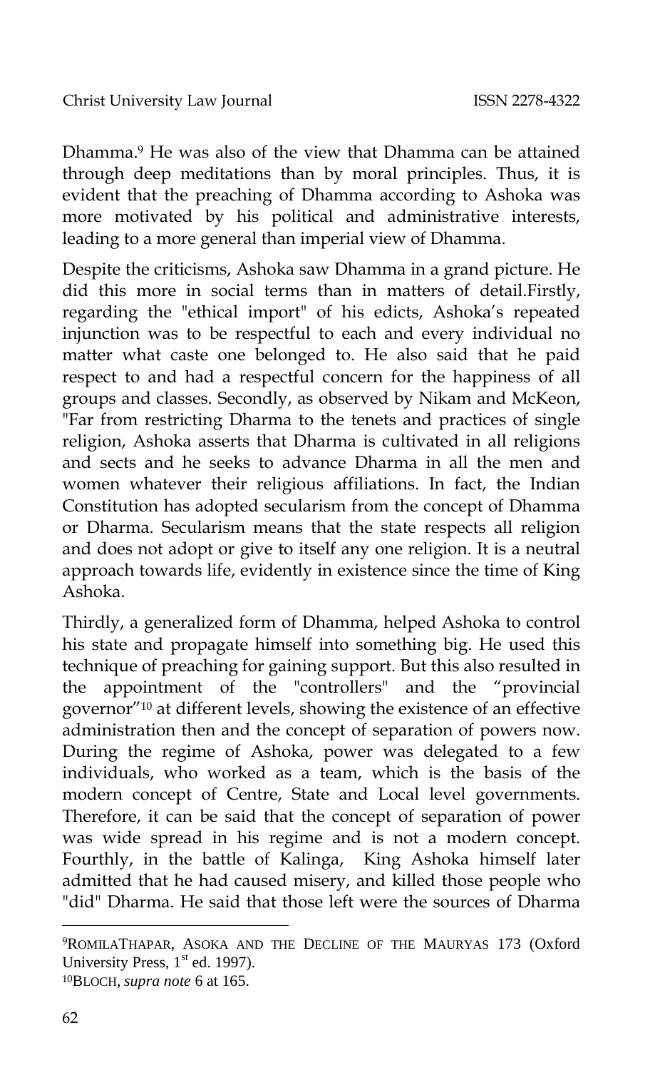Dhamma.[9] He was also of the view that Dhamma can be attained through deep meditations than by moral principles. Thus, it is evident that the preaching of Dhamma according to Ashoka was more motivated by his political and administrative interests, leading to a more general than imperial view of Dhamma.

Despite the criticisms, Ashoka saw Dhamma in a grand picture. He did this more in social terms than in matters of detail.Firstly, regarding the "ethical import" of his edicts, Ashoka's repeated injunction was to be respectful to each and every individual no matter what caste one belonged to. He also said that he paid respect to and had a respectful concern for the happiness of all groups and classes. Secondly, as observed by Nikam and McKeon, "Far from restricting Dharma to the tenets and practices of single religion, Ashoka asserts that Dharma is cultivated in all religions and sects and he seeks to advance Dharma in all the men and women whatever their religious affiliations. In fact, the Indian Constitution has adopted secularism from the concept of Dhamma or Dharma. Secularism means that the state respects all religion and does not adopt or give to itself any one religion. It is a neutral approach towards life, evidently in existence since the time of King Ashoka.

Thirdly, a generalized form of Dhamma, helped Ashoka to control his state and propagate himself into something big. He used this technique of preaching for gaining support. But this also resulted in the appointment of the "controllers" and the "provincial governor"[10] at different levels, showing the existence of an effective administration then and the concept of separation of powers now. During the regime of Ashoka, power was delegated to a few individuals, who worked as a team, which is the basis of the modern concept of Centre, State and Local level governments. Therefore, it can be said that the concept of separation of power was wide spread in his regime and is not a modern concept. Fourthly, in the battle of Kalinga, King Ashoka himself later admitted that he had caused misery, and killed those people who "did" Dharma. He said that those left were the sources of Dharma

---

[9] ROMILATHAPAR, ASOKA AND THE DECLINE OF THE MAURYAS 173 (Oxford University Press, 1st ed. 1997).

[10] BLOCH, *supra note* 6 at 165.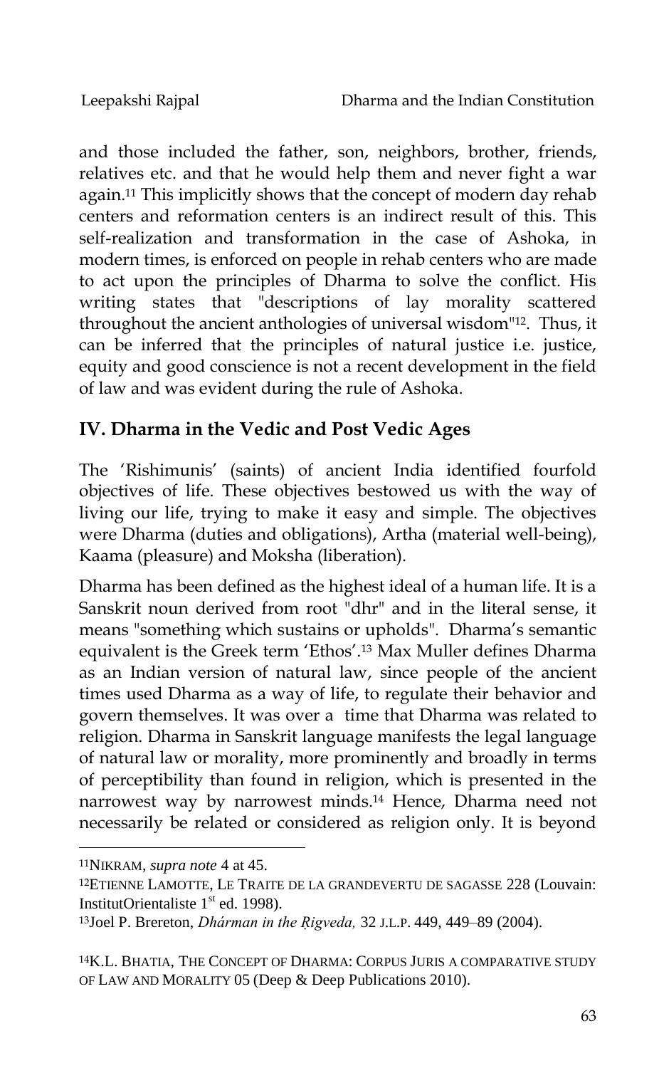and those included the father, son, neighbors, brother, friends, relatives etc. and that he would help them and never fight a war again.[11] This implicitly shows that the concept of modern day rehab centers and reformation centers is an indirect result of this. This self-realization and transformation in the case of Ashoka, in modern times, is enforced on people in rehab centers who are made to act upon the principles of Dharma to solve the conflict. His writing states that "descriptions of lay morality scattered throughout the ancient anthologies of universal wisdom"[12]. Thus, it can be inferred that the principles of natural justice i.e. justice, equity and good conscience is not a recent development in the field of law and was evident during the rule of Ashoka.

## IV. Dharma in the Vedic and Post Vedic Ages

The 'Rishimunis' (saints) of ancient India identified fourfold objectives of life. These objectives bestowed us with the way of living our life, trying to make it easy and simple. The objectives were Dharma (duties and obligations), Artha (material well-being), Kaama (pleasure) and Moksha (liberation).

Dharma has been defined as the highest ideal of a human life. It is a Sanskrit noun derived from root "dhr" and in the literal sense, it means "something which sustains or upholds". Dharma's semantic equivalent is the Greek term 'Ethos'.[13] Max Muller defines Dharma as an Indian version of natural law, since people of the ancient times used Dharma as a way of life, to regulate their behavior and govern themselves. It was over a time that Dharma was related to religion. Dharma in Sanskrit language manifests the legal language of natural law or morality, more prominently and broadly in terms of perceptibility than found in religion, which is presented in the narrowest way by narrowest minds.[14] Hence, Dharma need not necessarily be related or considered as religion only. It is beyond

---

[11] NIKRAM, *supra note* 4 at 45.

[12] ETIENNE LAMOTTE, LE TRAITE DE LA GRANDEVERTU DE SAGASSE 228 (Louvain: InstitutOrientaliste 1st ed. 1998).

[13] Joel P. Brereton, *Dhárman in the Ṛgveda,* 32 J.L.P. 449, 449–89 (2004).

[14] K.L. BHATIA, THE CONCEPT OF DHARMA: CORPUS JURIS A COMPARATIVE STUDY OF LAW AND MORALITY 05 (Deep & Deep Publications 2010).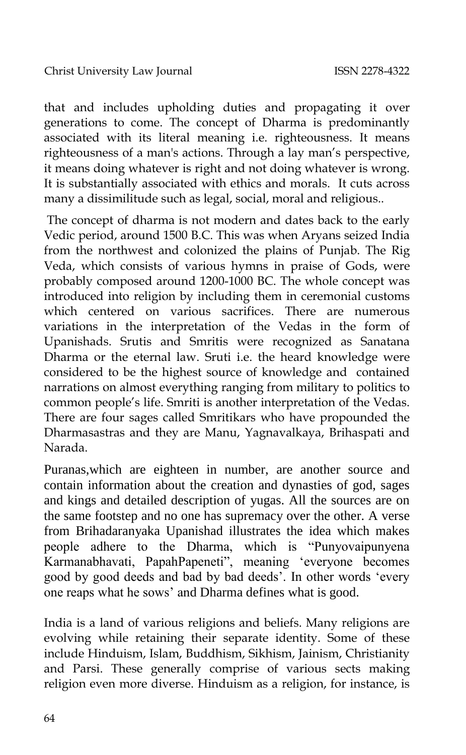that and includes upholding duties and propagating it over generations to come. The concept of Dharma is predominantly associated with its literal meaning i.e. righteousness. It means righteousness of a man's actions. Through a lay man's perspective, it means doing whatever is right and not doing whatever is wrong. It is substantially associated with ethics and morals. It cuts across many a dissimilitude such as legal, social, moral and religious..

The concept of dharma is not modern and dates back to the early Vedic period, around 1500 B.C. This was when Aryans seized India from the northwest and colonized the plains of Punjab. The Rig Veda, which consists of various hymns in praise of Gods, were probably composed around 1200-1000 BC. The whole concept was introduced into religion by including them in ceremonial customs which centered on various sacrifices. There are numerous variations in the interpretation of the Vedas in the form of Upanishads. Srutis and Smritis were recognized as Sanatana Dharma or the eternal law. Sruti i.e. the heard knowledge were considered to be the highest source of knowledge and contained narrations on almost everything ranging from military to politics to common people's life. Smriti is another interpretation of the Vedas. There are four sages called Smritikars who have propounded the Dharmasastras and they are Manu, Yagnavalkaya, Brihaspati and Narada.

Puranas,which are eighteen in number, are another source and contain information about the creation and dynasties of god, sages and kings and detailed description of yugas. All the sources are on the same footstep and no one has supremacy over the other. A verse from Brihadaranyaka Upanishad illustrates the idea which makes people adhere to the Dharma, which is "Punyovaipunyena Karmanabhavati, PapahPapeneti", meaning 'everyone becomes good by good deeds and bad by bad deeds'. In other words 'every one reaps what he sows' and Dharma defines what is good.

India is a land of various religions and beliefs. Many religions are evolving while retaining their separate identity. Some of these include Hinduism, Islam, Buddhism, Sikhism, Jainism, Christianity and Parsi. These generally comprise of various sects making religion even more diverse. Hinduism as a religion, for instance, is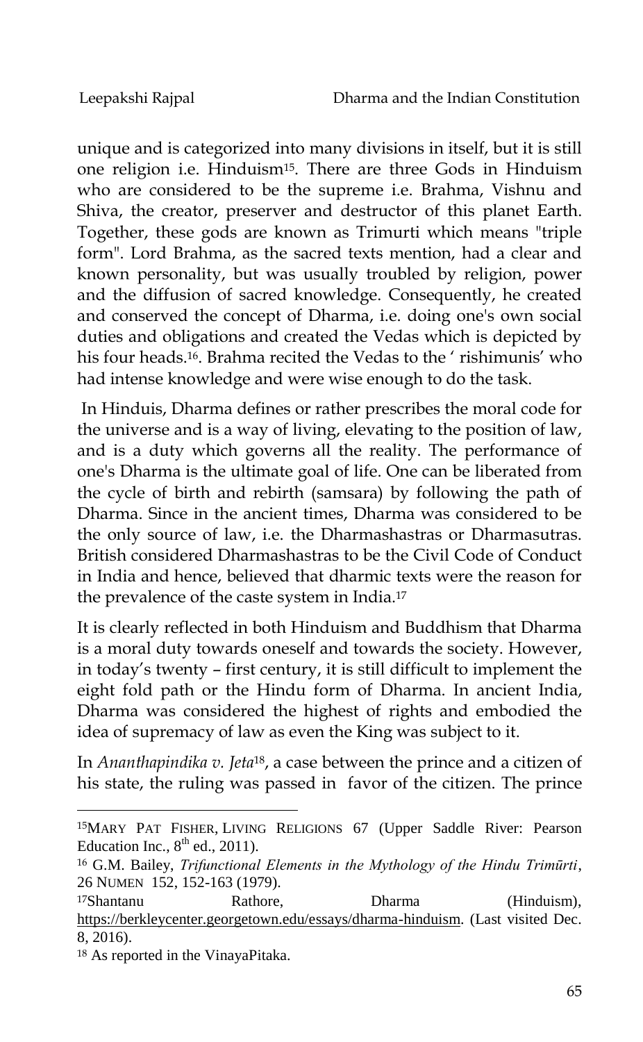unique and is categorized into many divisions in itself, but it is still one religion i.e. Hinduism[15]. There are three Gods in Hinduism who are considered to be the supreme i.e. Brahma, Vishnu and Shiva, the creator, preserver and destructor of this planet Earth. Together, these gods are known as Trimurti which means "triple form". Lord Brahma, as the sacred texts mention, had a clear and known personality, but was usually troubled by religion, power and the diffusion of sacred knowledge. Consequently, he created and conserved the concept of Dharma, i.e. doing one's own social duties and obligations and created the Vedas which is depicted by his four heads.[16]. Brahma recited the Vedas to the ' rishimunis' who had intense knowledge and were wise enough to do the task.

In Hinduis, Dharma defines or rather prescribes the moral code for the universe and is a way of living, elevating to the position of law, and is a duty which governs all the reality. The performance of one's Dharma is the ultimate goal of life. One can be liberated from the cycle of birth and rebirth (samsara) by following the path of Dharma. Since in the ancient times, Dharma was considered to be the only source of law, i.e. the Dharmashastras or Dharmasutras. British considered Dharmashastras to be the Civil Code of Conduct in India and hence, believed that dharmic texts were the reason for the prevalence of the caste system in India.[17]

It is clearly reflected in both Hinduism and Buddhism that Dharma is a moral duty towards oneself and towards the society. However, in today's twenty – first century, it is still difficult to implement the eight fold path or the Hindu form of Dharma. In ancient India, Dharma was considered the highest of rights and embodied the idea of supremacy of law as even the King was subject to it.

In *Ananthapindika v. Jeta*[18], a case between the prince and a citizen of his state, the ruling was passed in favor of the citizen. The prince

---

[15] MARY PAT FISHER, LIVING RELIGIONS 67 (Upper Saddle River: Pearson Education Inc., 8th ed., 2011).

[16] G.M. Bailey, *Trifunctional Elements in the Mythology of the Hindu Trimūrti*, 26 NUMEN 152, 152-163 (1979).

[17] Shantanu Rathore, Dharma (Hinduism), https://berkleycenter.georgetown.edu/essays/dharma-hinduism. (Last visited Dec. 8, 2016).

[18] As reported in the VinayaPitaka.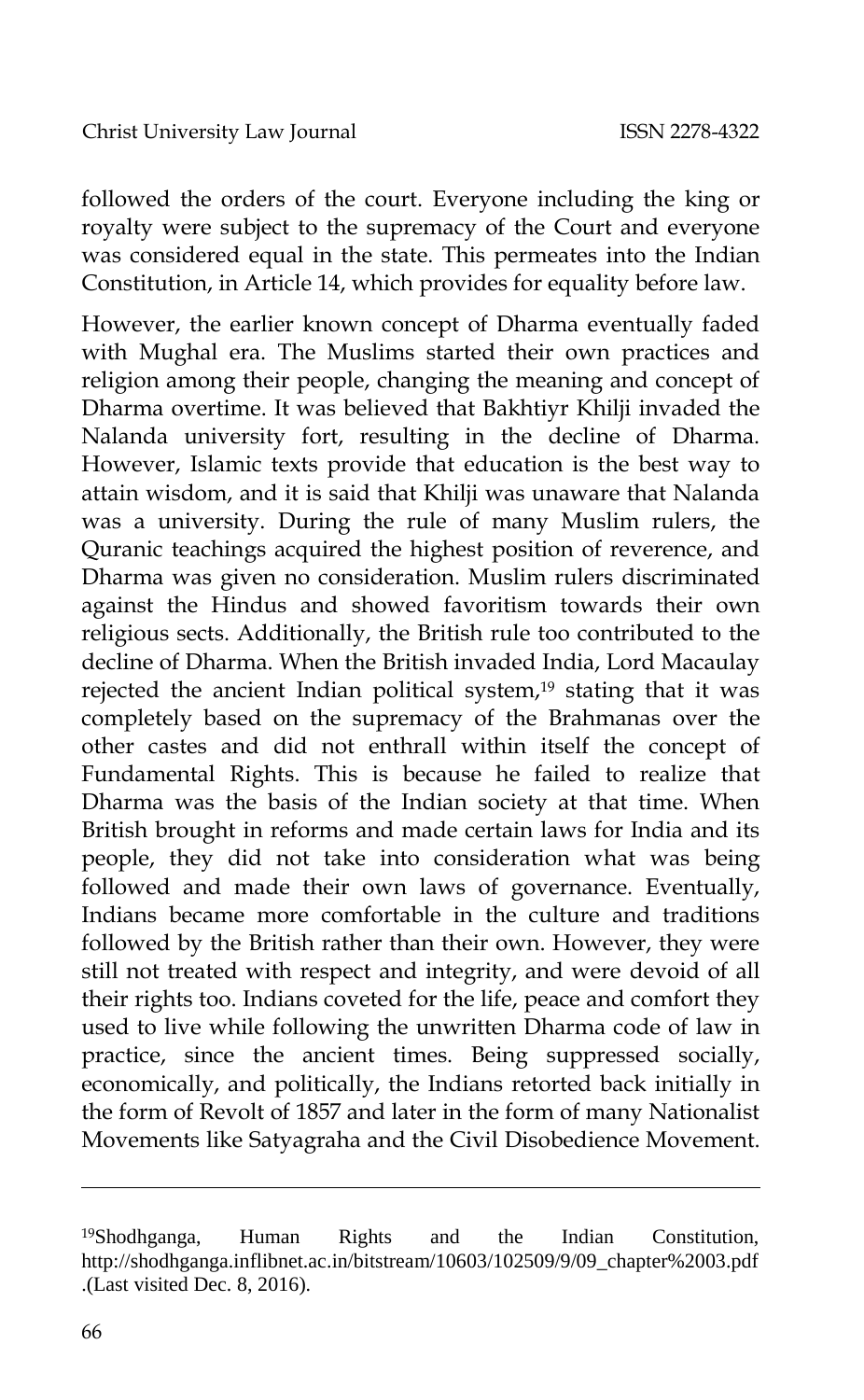followed the orders of the court. Everyone including the king or royalty were subject to the supremacy of the Court and everyone was considered equal in the state. This permeates into the Indian Constitution, in Article 14, which provides for equality before law.

However, the earlier known concept of Dharma eventually faded with Mughal era. The Muslims started their own practices and religion among their people, changing the meaning and concept of Dharma overtime. It was believed that Bakhtiyr Khilji invaded the Nalanda university fort, resulting in the decline of Dharma. However, Islamic texts provide that education is the best way to attain wisdom, and it is said that Khilji was unaware that Nalanda was a university. During the rule of many Muslim rulers, the Quranic teachings acquired the highest position of reverence, and Dharma was given no consideration. Muslim rulers discriminated against the Hindus and showed favoritism towards their own religious sects. Additionally, the British rule too contributed to the decline of Dharma. When the British invaded India, Lord Macaulay rejected the ancient Indian political system,[19] stating that it was completely based on the supremacy of the Brahmanas over the other castes and did not enthrall within itself the concept of Fundamental Rights. This is because he failed to realize that Dharma was the basis of the Indian society at that time. When British brought in reforms and made certain laws for India and its people, they did not take into consideration what was being followed and made their own laws of governance. Eventually, Indians became more comfortable in the culture and traditions followed by the British rather than their own. However, they were still not treated with respect and integrity, and were devoid of all their rights too. Indians coveted for the life, peace and comfort they used to live while following the unwritten Dharma code of law in practice, since the ancient times. Being suppressed socially, economically, and politically, the Indians retorted back initially in the form of Revolt of 1857 and later in the form of many Nationalist Movements like Satyagraha and the Civil Disobedience Movement.

---

[19] Shodhganga, Human Rights and the Indian Constitution, http://shodhganga.inflibnet.ac.in/bitstream/10603/102509/9/09_chapter%2003.pdf .(Last visited Dec. 8, 2016).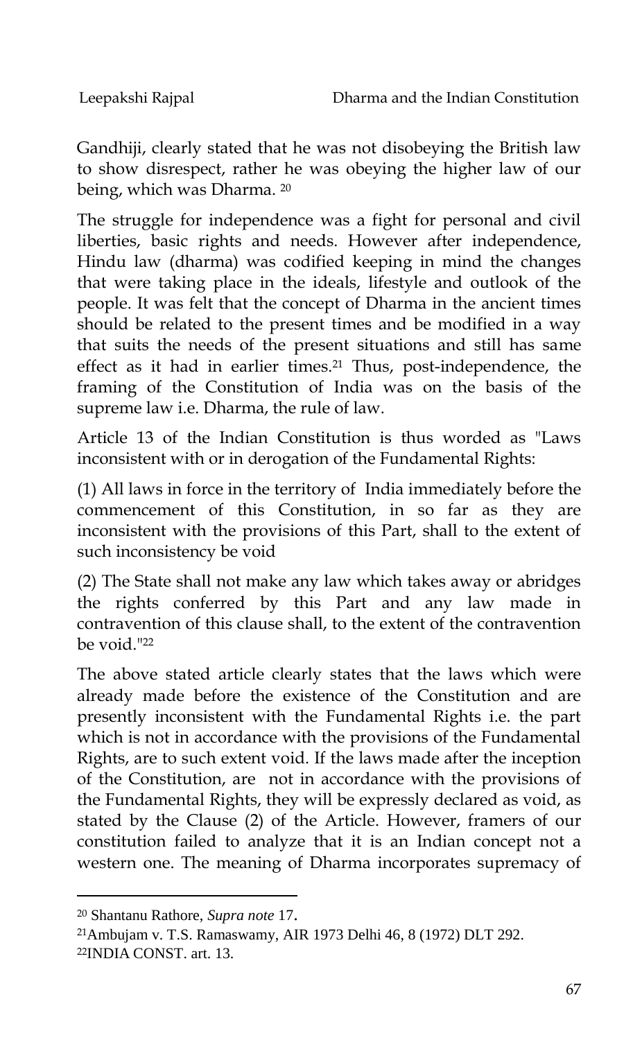Gandhiji, clearly stated that he was not disobeying the British law to show disrespect, rather he was obeying the higher law of our being, which was Dharma. [20]

The struggle for independence was a fight for personal and civil liberties, basic rights and needs. However after independence, Hindu law (dharma) was codified keeping in mind the changes that were taking place in the ideals, lifestyle and outlook of the people. It was felt that the concept of Dharma in the ancient times should be related to the present times and be modified in a way that suits the needs of the present situations and still has same effect as it had in earlier times.[21] Thus, post-independence, the framing of the Constitution of India was on the basis of the supreme law i.e. Dharma, the rule of law.

Article 13 of the Indian Constitution is thus worded as "Laws inconsistent with or in derogation of the Fundamental Rights:

(1) All laws in force in the territory of India immediately before the commencement of this Constitution, in so far as they are inconsistent with the provisions of this Part, shall to the extent of such inconsistency be void

(2) The State shall not make any law which takes away or abridges the rights conferred by this Part and any law made in contravention of this clause shall, to the extent of the contravention be void."[22]

The above stated article clearly states that the laws which were already made before the existence of the Constitution and are presently inconsistent with the Fundamental Rights i.e. the part which is not in accordance with the provisions of the Fundamental Rights, are to such extent void. If the laws made after the inception of the Constitution, are not in accordance with the provisions of the Fundamental Rights, they will be expressly declared as void, as stated by the Clause (2) of the Article. However, framers of our constitution failed to analyze that it is an Indian concept not a western one. The meaning of Dharma incorporates supremacy of

---

[20] Shantanu Rathore, *Supra note* 17.

[21] Ambujam v. T.S. Ramaswamy, AIR 1973 Delhi 46, 8 (1972) DLT 292.

[22] INDIA CONST. art. 13.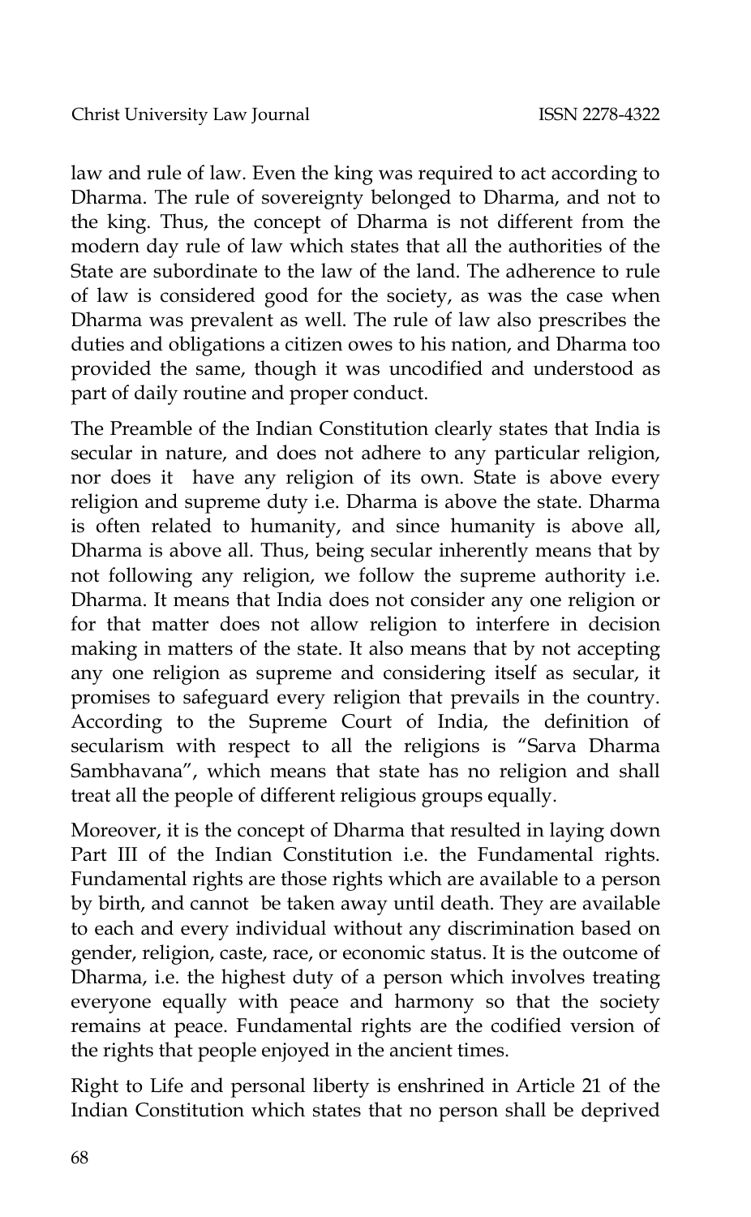law and rule of law. Even the king was required to act according to Dharma. The rule of sovereignty belonged to Dharma, and not to the king. Thus, the concept of Dharma is not different from the modern day rule of law which states that all the authorities of the State are subordinate to the law of the land. The adherence to rule of law is considered good for the society, as was the case when Dharma was prevalent as well. The rule of law also prescribes the duties and obligations a citizen owes to his nation, and Dharma too provided the same, though it was uncodified and understood as part of daily routine and proper conduct.

The Preamble of the Indian Constitution clearly states that India is secular in nature, and does not adhere to any particular religion, nor does it have any religion of its own. State is above every religion and supreme duty i.e. Dharma is above the state. Dharma is often related to humanity, and since humanity is above all, Dharma is above all. Thus, being secular inherently means that by not following any religion, we follow the supreme authority i.e. Dharma. It means that India does not consider any one religion or for that matter does not allow religion to interfere in decision making in matters of the state. It also means that by not accepting any one religion as supreme and considering itself as secular, it promises to safeguard every religion that prevails in the country. According to the Supreme Court of India, the definition of secularism with respect to all the religions is "Sarva Dharma Sambhavana", which means that state has no religion and shall treat all the people of different religious groups equally.

Moreover, it is the concept of Dharma that resulted in laying down Part III of the Indian Constitution i.e. the Fundamental rights. Fundamental rights are those rights which are available to a person by birth, and cannot be taken away until death. They are available to each and every individual without any discrimination based on gender, religion, caste, race, or economic status. It is the outcome of Dharma, i.e. the highest duty of a person which involves treating everyone equally with peace and harmony so that the society remains at peace. Fundamental rights are the codified version of the rights that people enjoyed in the ancient times.

Right to Life and personal liberty is enshrined in Article 21 of the Indian Constitution which states that no person shall be deprived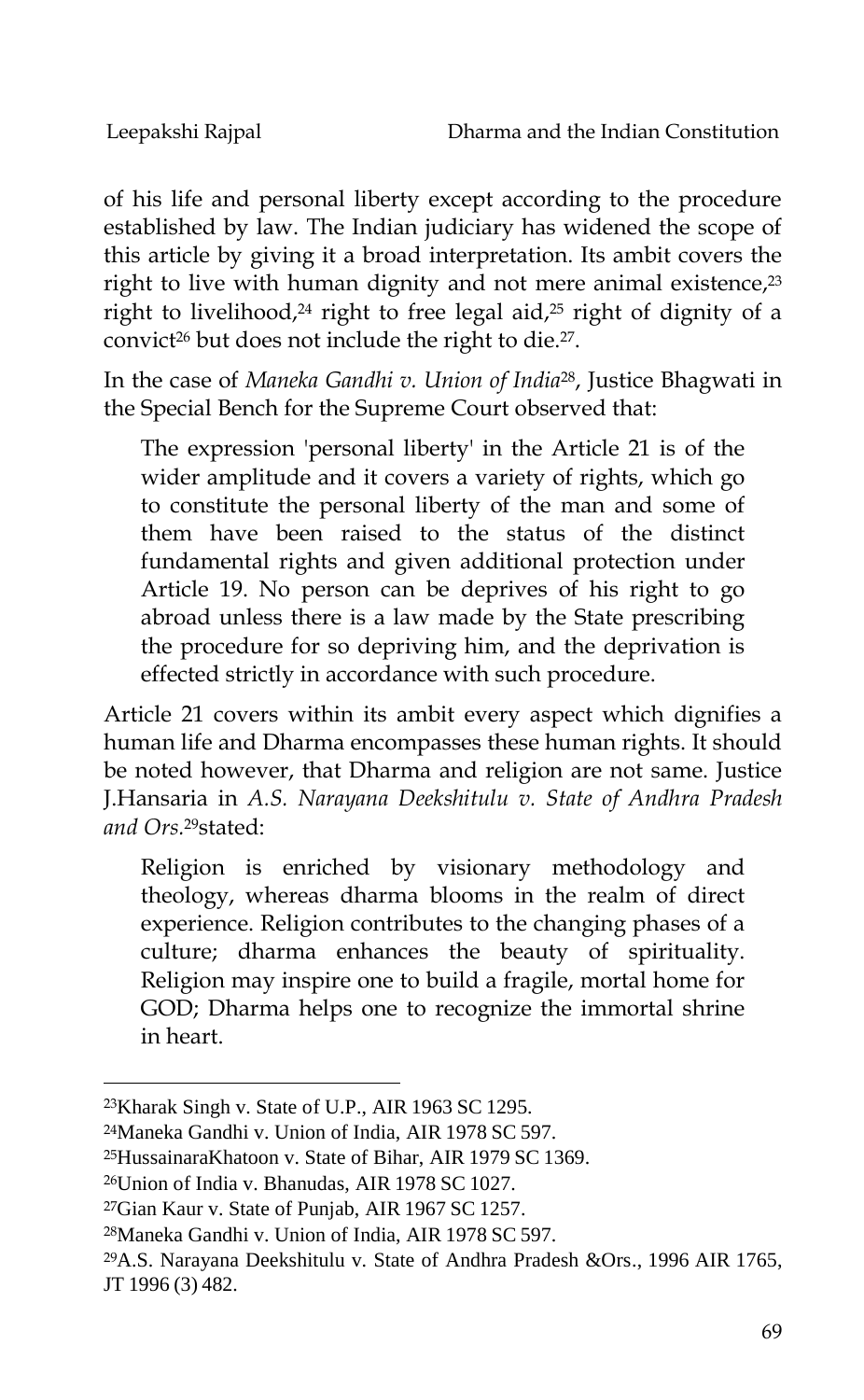of his life and personal liberty except according to the procedure established by law. The Indian judiciary has widened the scope of this article by giving it a broad interpretation. Its ambit covers the right to live with human dignity and not mere animal existence,[23] right to livelihood,[24] right to free legal aid,[25] right of dignity of a convict[26] but does not include the right to die.[27].

In the case of *Maneka Gandhi v. Union of India*[28], Justice Bhagwati in the Special Bench for the Supreme Court observed that:

> The expression 'personal liberty' in the Article 21 is of the wider amplitude and it covers a variety of rights, which go to constitute the personal liberty of the man and some of them have been raised to the status of the distinct fundamental rights and given additional protection under Article 19. No person can be deprives of his right to go abroad unless there is a law made by the State prescribing the procedure for so depriving him, and the deprivation is effected strictly in accordance with such procedure.

Article 21 covers within its ambit every aspect which dignifies a human life and Dharma encompasses these human rights. It should be noted however, that Dharma and religion are not same. Justice J.Hansaria in *A.S. Narayana Deekshitulu v. State of Andhra Pradesh and Ors.*[29]stated:

> Religion is enriched by visionary methodology and theology, whereas dharma blooms in the realm of direct experience. Religion contributes to the changing phases of a culture; dharma enhances the beauty of spirituality. Religion may inspire one to build a fragile, mortal home for GOD; Dharma helps one to recognize the immortal shrine in heart.

---

[23]Kharak Singh v. State of U.P., AIR 1963 SC 1295.

[24]Maneka Gandhi v. Union of India, AIR 1978 SC 597.

[25]HussainaraKhatoon v. State of Bihar, AIR 1979 SC 1369.

[26]Union of India v. Bhanudas, AIR 1978 SC 1027.

[27]Gian Kaur v. State of Punjab, AIR 1967 SC 1257.

[28]Maneka Gandhi v. Union of India, AIR 1978 SC 597.

[29]A.S. Narayana Deekshitulu v. State of Andhra Pradesh &Ors., 1996 AIR 1765, JT 1996 (3) 482.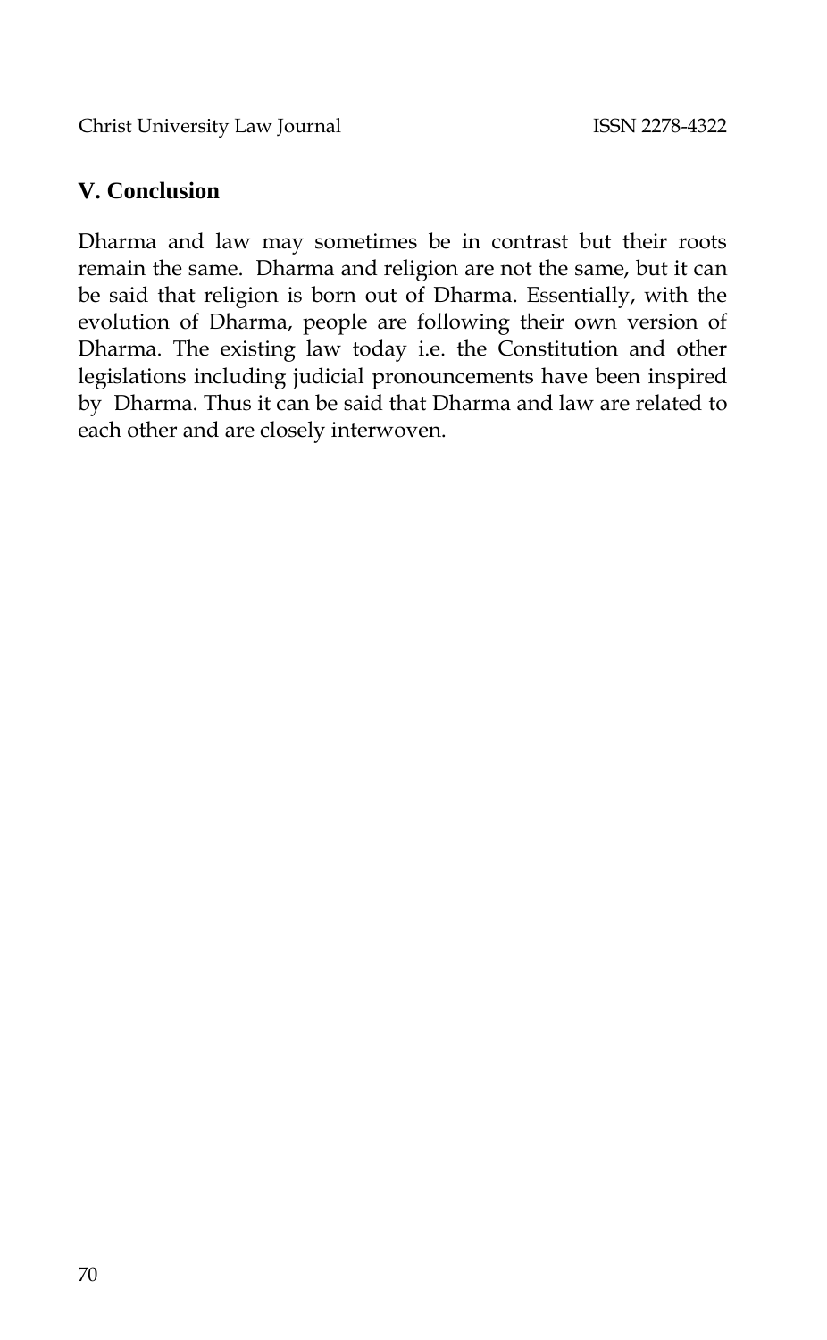## V. Conclusion

Dharma and law may sometimes be in contrast but their roots remain the same. Dharma and religion are not the same, but it can be said that religion is born out of Dharma. Essentially, with the evolution of Dharma, people are following their own version of Dharma. The existing law today i.e. the Constitution and other legislations including judicial pronouncements have been inspired by Dharma. Thus it can be said that Dharma and law are related to each other and are closely interwoven.